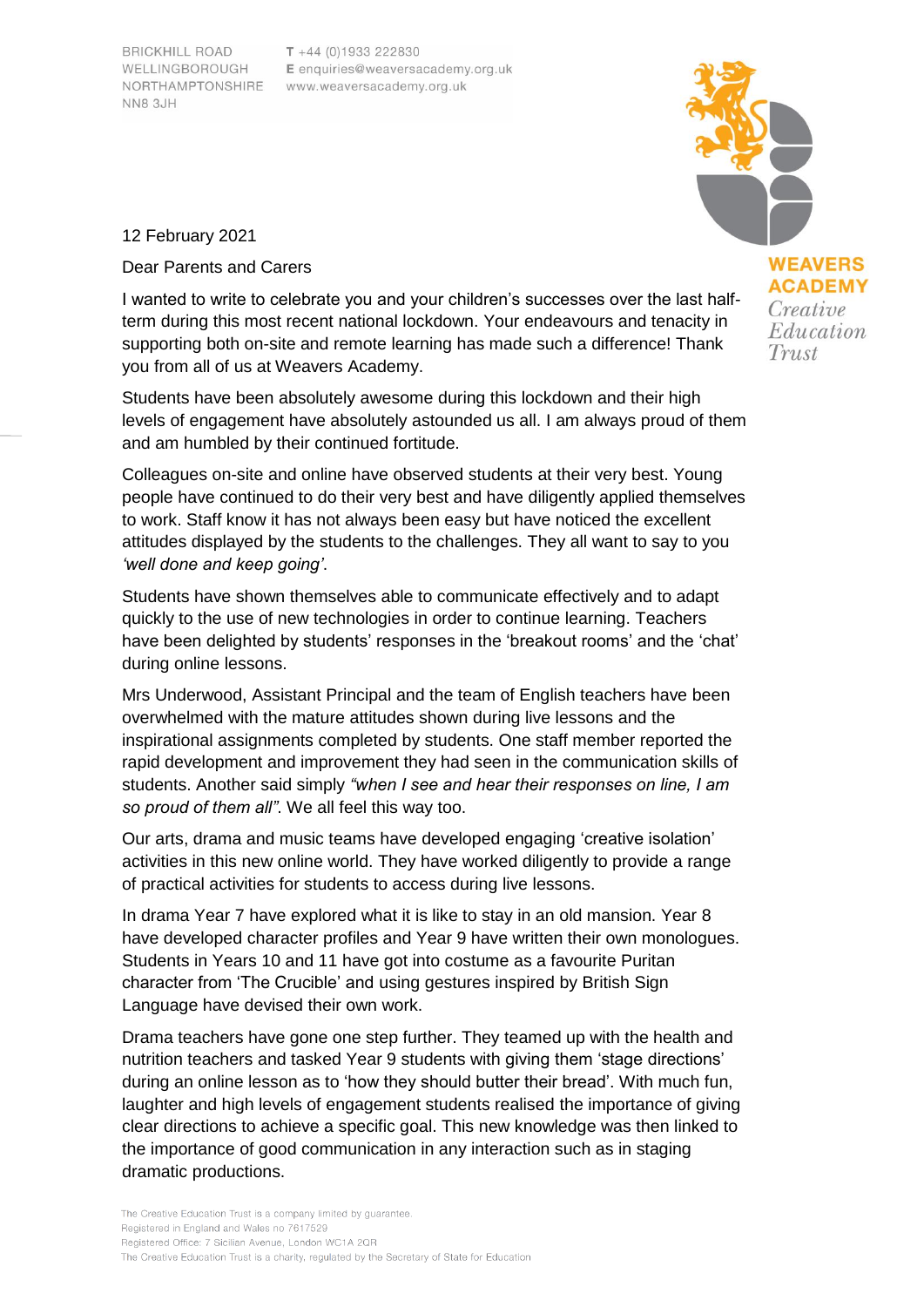BRICKHILL ROAD
WELLINGBOROUGH
NORTHAMPTONSHIRE
NN8 3JH

T +44 (0)1933 222830
E enquiries@weaversacademy.org.uk
www.weaversacademy.org.uk

**WEAVERS ACADEMY**
*Creative Education Trust*

12 February 2021

Dear Parents and Carers

I wanted to write to celebrate you and your children's successes over the last half-term during this most recent national lockdown. Your endeavours and tenacity in supporting both on-site and remote learning has made such a difference! Thank you from all of us at Weavers Academy.

Students have been absolutely awesome during this lockdown and their high levels of engagement have absolutely astounded us all. I am always proud of them and am humbled by their continued fortitude.

Colleagues on-site and online have observed students at their very best. Young people have continued to do their very best and have diligently applied themselves to work. Staff know it has not always been easy but have noticed the excellent attitudes displayed by the students to the challenges. They all want to say to you *'well done and keep going'*.

Students have shown themselves able to communicate effectively and to adapt quickly to the use of new technologies in order to continue learning. Teachers have been delighted by students' responses in the 'breakout rooms' and the 'chat' during online lessons.

Mrs Underwood, Assistant Principal and the team of English teachers have been overwhelmed with the mature attitudes shown during live lessons and the inspirational assignments completed by students. One staff member reported the rapid development and improvement they had seen in the communication skills of students. Another said simply *"when I see and hear their responses on line, I am so proud of them all"*. We all feel this way too.

Our arts, drama and music teams have developed engaging 'creative isolation' activities in this new online world. They have worked diligently to provide a range of practical activities for students to access during live lessons.

In drama Year 7 have explored what it is like to stay in an old mansion. Year 8 have developed character profiles and Year 9 have written their own monologues. Students in Years 10 and 11 have got into costume as a favourite Puritan character from 'The Crucible' and using gestures inspired by British Sign Language have devised their own work.

Drama teachers have gone one step further. They teamed up with the health and nutrition teachers and tasked Year 9 students with giving them 'stage directions' during an online lesson as to 'how they should butter their bread'. With much fun, laughter and high levels of engagement students realised the importance of giving clear directions to achieve a specific goal. This new knowledge was then linked to the importance of good communication in any interaction such as in staging dramatic productions.

The Creative Education Trust is a company limited by guarantee.
Registered in England and Wales no 7617529
Registered Office: 7 Sicilian Avenue, London WC1A 2QR
The Creative Education Trust is a charity, regulated by the Secretary of State for Education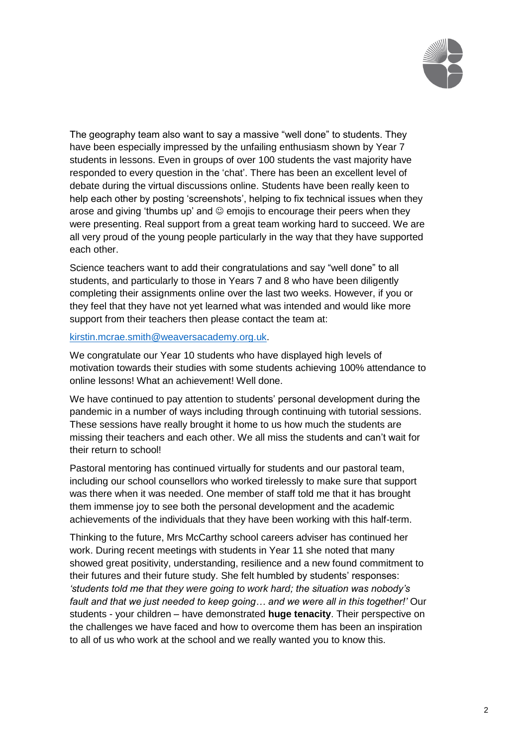The geography team also want to say a massive "well done" to students. They have been especially impressed by the unfailing enthusiasm shown by Year 7 students in lessons. Even in groups of over 100 students the vast majority have responded to every question in the 'chat'. There has been an excellent level of debate during the virtual discussions online. Students have been really keen to help each other by posting 'screenshots', helping to fix technical issues when they arose and giving 'thumbs up' and ☺ emojis to encourage their peers when they were presenting. Real support from a great team working hard to succeed. We are all very proud of the young people particularly in the way that they have supported each other.

Science teachers want to add their congratulations and say "well done" to all students, and particularly to those in Years 7 and 8 who have been diligently completing their assignments online over the last two weeks. However, if you or they feel that they have not yet learned what was intended and would like more support from their teachers then please contact the team at:

kirstin.mcrae.smith@weaversacademy.org.uk.

We congratulate our Year 10 students who have displayed high levels of motivation towards their studies with some students achieving 100% attendance to online lessons! What an achievement! Well done.

We have continued to pay attention to students' personal development during the pandemic in a number of ways including through continuing with tutorial sessions. These sessions have really brought it home to us how much the students are missing their teachers and each other. We all miss the students and can't wait for their return to school!

Pastoral mentoring has continued virtually for students and our pastoral team, including our school counsellors who worked tirelessly to make sure that support was there when it was needed. One member of staff told me that it has brought them immense joy to see both the personal development and the academic achievements of the individuals that they have been working with this half-term.

Thinking to the future, Mrs McCarthy school careers adviser has continued her work. During recent meetings with students in Year 11 she noted that many showed great positivity, understanding, resilience and a new found commitment to their futures and their future study. She felt humbled by students' responses: *'students told me that they were going to work hard; the situation was nobody's fault and that we just needed to keep going… and we were all in this together!'* Our students - your children – have demonstrated **huge tenacity**. Their perspective on the challenges we have faced and how to overcome them has been an inspiration to all of us who work at the school and we really wanted you to know this.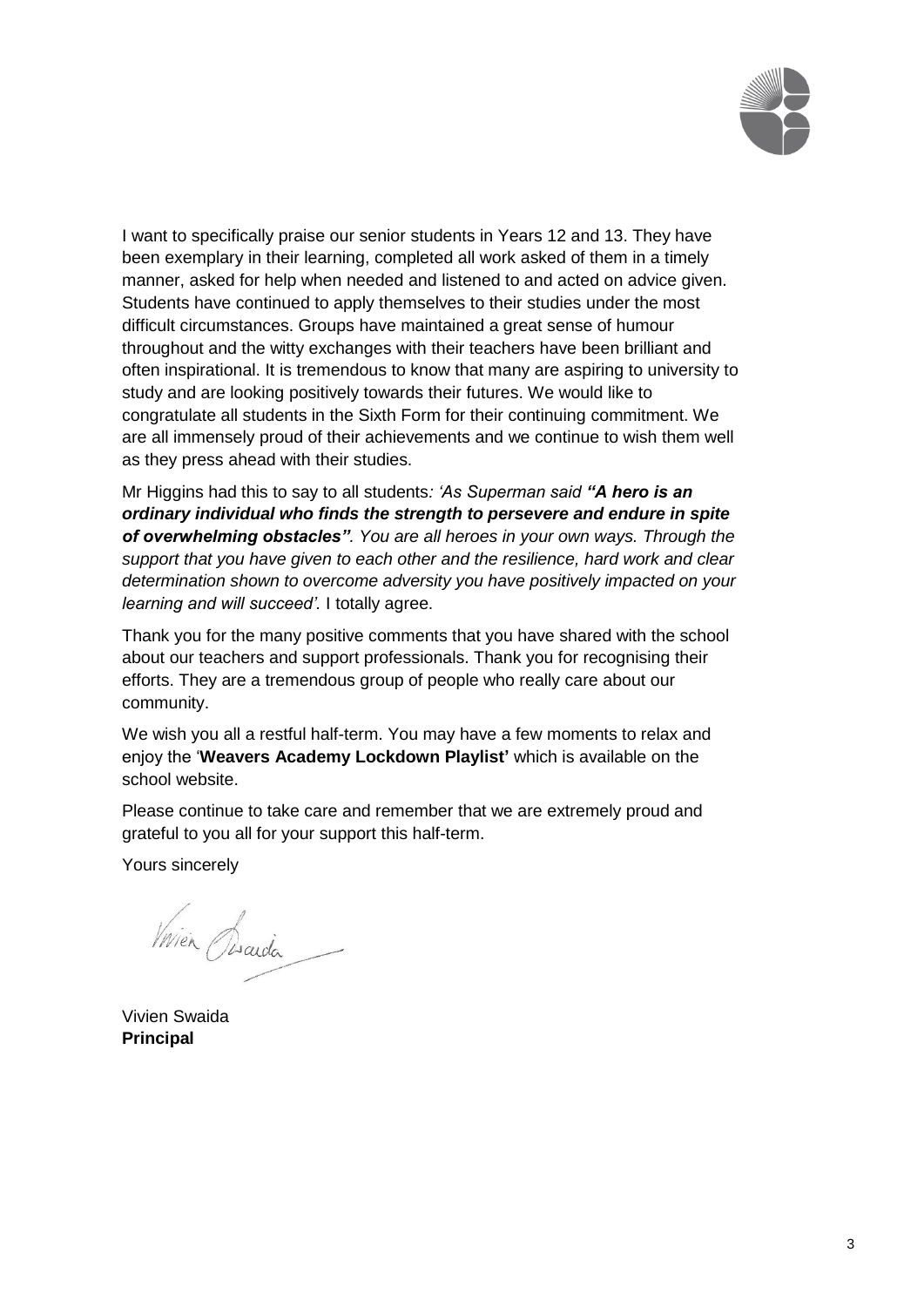I want to specifically praise our senior students in Years 12 and 13. They have been exemplary in their learning, completed all work asked of them in a timely manner, asked for help when needed and listened to and acted on advice given. Students have continued to apply themselves to their studies under the most difficult circumstances. Groups have maintained a great sense of humour throughout and the witty exchanges with their teachers have been brilliant and often inspirational. It is tremendous to know that many are aspiring to university to study and are looking positively towards their futures. We would like to congratulate all students in the Sixth Form for their continuing commitment. We are all immensely proud of their achievements and we continue to wish them well as they press ahead with their studies.

Mr Higgins had this to say to all students*: 'As Superman said **"A hero is an ordinary individual who finds the strength to persevere and endure in spite of overwhelming obstacles"**. You are all heroes in your own ways. Through the support that you have given to each other and the resilience, hard work and clear determination shown to overcome adversity you have positively impacted on your learning and will succeed'.* I totally agree.

Thank you for the many positive comments that you have shared with the school about our teachers and support professionals. Thank you for recognising their efforts. They are a tremendous group of people who really care about our community.

We wish you all a restful half-term. You may have a few moments to relax and enjoy the '**Weavers Academy Lockdown Playlist'** which is available on the school website.

Please continue to take care and remember that we are extremely proud and grateful to you all for your support this half-term.

Yours sincerely

Vivien Swaida

Vivien Swaida
**Principal**